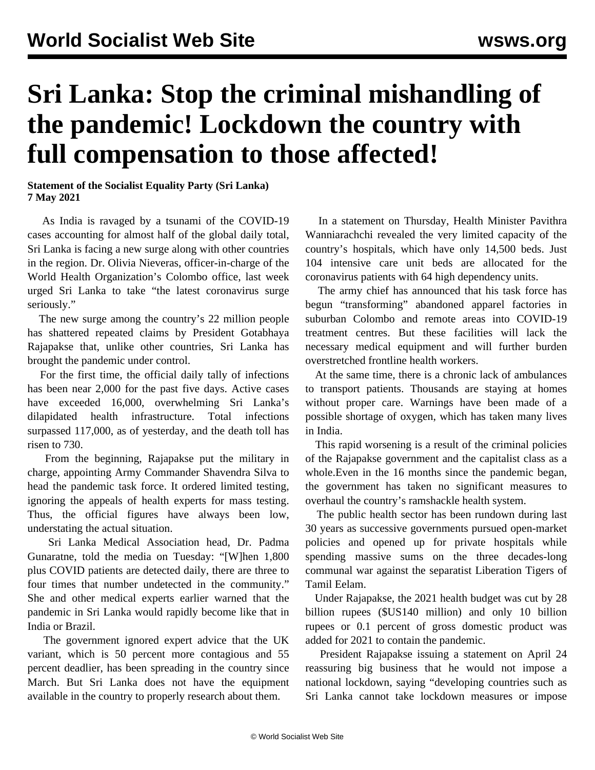# Sri Lanka: Stop the criminal mishandling of the pandemic! Lockdown the country with full compensation to those affected!

**Statement of the Socialist Equality Party (Sri Lanka)**
**7 May 2021**

As India is ravaged by a tsunami of the COVID-19 cases accounting for almost half of the global daily total, Sri Lanka is facing a new surge along with other countries in the region. Dr. Olivia Nieveras, officer-in-charge of the World Health Organization's Colombo office, last week urged Sri Lanka to take "the latest coronavirus surge seriously."

The new surge among the country's 22 million people has shattered repeated claims by President Gotabhaya Rajapakse that, unlike other countries, Sri Lanka has brought the pandemic under control.

For the first time, the official daily tally of infections has been near 2,000 for the past five days. Active cases have exceeded 16,000, overwhelming Sri Lanka's dilapidated health infrastructure. Total infections surpassed 117,000, as of yesterday, and the death toll has risen to 730.

From the beginning, Rajapakse put the military in charge, appointing Army Commander Shavendra Silva to head the pandemic task force. It ordered limited testing, ignoring the appeals of health experts for mass testing. Thus, the official figures have always been low, understating the actual situation.

Sri Lanka Medical Association head, Dr. Padma Gunaratne, told the media on Tuesday: "[W]hen 1,800 plus COVID patients are detected daily, there are three to four times that number undetected in the community." She and other medical experts earlier warned that the pandemic in Sri Lanka would rapidly become like that in India or Brazil.

The government ignored expert advice that the UK variant, which is 50 percent more contagious and 55 percent deadlier, has been spreading in the country since March. But Sri Lanka does not have the equipment available in the country to properly research about them.

In a statement on Thursday, Health Minister Pavithra Wanniarachchi revealed the very limited capacity of the country's hospitals, which have only 14,500 beds. Just 104 intensive care unit beds are allocated for the coronavirus patients with 64 high dependency units.

The army chief has announced that his task force has begun "transforming" abandoned apparel factories in suburban Colombo and remote areas into COVID-19 treatment centres. But these facilities will lack the necessary medical equipment and will further burden overstretched frontline health workers.

At the same time, there is a chronic lack of ambulances to transport patients. Thousands are staying at homes without proper care. Warnings have been made of a possible shortage of oxygen, which has taken many lives in India.

This rapid worsening is a result of the criminal policies of the Rajapakse government and the capitalist class as a whole.Even in the 16 months since the pandemic began, the government has taken no significant measures to overhaul the country's ramshackle health system.

The public health sector has been rundown during last 30 years as successive governments pursued open-market policies and opened up for private hospitals while spending massive sums on the three decades-long communal war against the separatist Liberation Tigers of Tamil Eelam.

Under Rajapakse, the 2021 health budget was cut by 28 billion rupees ($US140 million) and only 10 billion rupees or 0.1 percent of gross domestic product was added for 2021 to contain the pandemic.

President Rajapakse issuing a statement on April 24 reassuring big business that he would not impose a national lockdown, saying "developing countries such as Sri Lanka cannot take lockdown measures or impose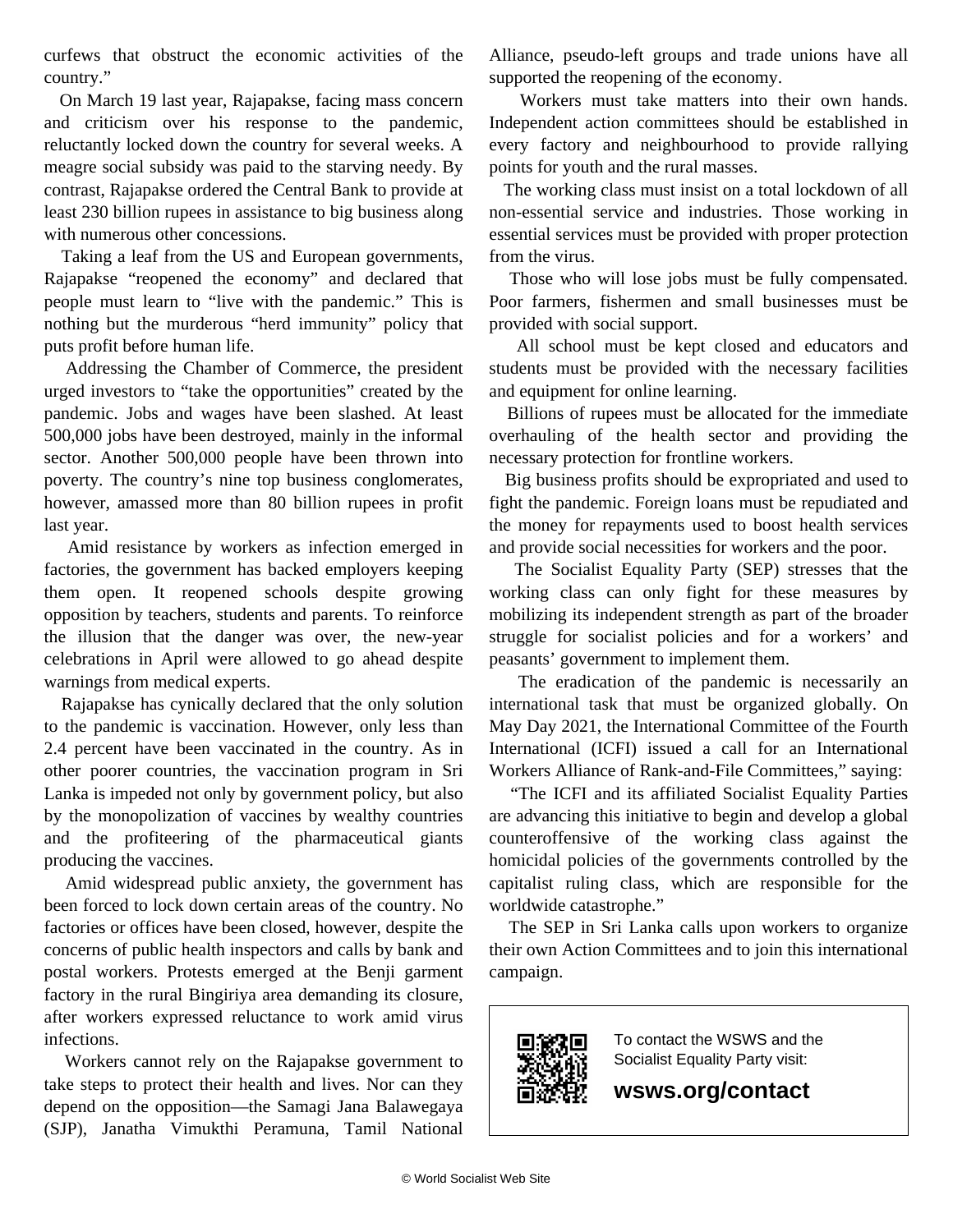curfews that obstruct the economic activities of the country."

On March 19 last year, Rajapakse, facing mass concern and criticism over his response to the pandemic, reluctantly locked down the country for several weeks. A meagre social subsidy was paid to the starving needy. By contrast, Rajapakse ordered the Central Bank to provide at least 230 billion rupees in assistance to big business along with numerous other concessions.

Taking a leaf from the US and European governments, Rajapakse "reopened the economy" and declared that people must learn to "live with the pandemic." This is nothing but the murderous "herd immunity" policy that puts profit before human life.

Addressing the Chamber of Commerce, the president urged investors to "take the opportunities" created by the pandemic. Jobs and wages have been slashed. At least 500,000 jobs have been destroyed, mainly in the informal sector. Another 500,000 people have been thrown into poverty. The country's nine top business conglomerates, however, amassed more than 80 billion rupees in profit last year.

Amid resistance by workers as infection emerged in factories, the government has backed employers keeping them open. It reopened schools despite growing opposition by teachers, students and parents. To reinforce the illusion that the danger was over, the new-year celebrations in April were allowed to go ahead despite warnings from medical experts.

Rajapakse has cynically declared that the only solution to the pandemic is vaccination. However, only less than 2.4 percent have been vaccinated in the country. As in other poorer countries, the vaccination program in Sri Lanka is impeded not only by government policy, but also by the monopolization of vaccines by wealthy countries and the profiteering of the pharmaceutical giants producing the vaccines.

Amid widespread public anxiety, the government has been forced to lock down certain areas of the country. No factories or offices have been closed, however, despite the concerns of public health inspectors and calls by bank and postal workers. Protests emerged at the Benji garment factory in the rural Bingiriya area demanding its closure, after workers expressed reluctance to work amid virus infections.

Workers cannot rely on the Rajapakse government to take steps to protect their health and lives. Nor can they depend on the opposition—the Samagi Jana Balawegaya (SJP), Janatha Vimukthi Peramuna, Tamil National Alliance, pseudo-left groups and trade unions have all supported the reopening of the economy.

Workers must take matters into their own hands. Independent action committees should be established in every factory and neighbourhood to provide rallying points for youth and the rural masses.

The working class must insist on a total lockdown of all non-essential service and industries. Those working in essential services must be provided with proper protection from the virus.

Those who will lose jobs must be fully compensated. Poor farmers, fishermen and small businesses must be provided with social support.

All school must be kept closed and educators and students must be provided with the necessary facilities and equipment for online learning.

Billions of rupees must be allocated for the immediate overhauling of the health sector and providing the necessary protection for frontline workers.

Big business profits should be expropriated and used to fight the pandemic. Foreign loans must be repudiated and the money for repayments used to boost health services and provide social necessities for workers and the poor.

The Socialist Equality Party (SEP) stresses that the working class can only fight for these measures by mobilizing its independent strength as part of the broader struggle for socialist policies and for a workers' and peasants' government to implement them.

The eradication of the pandemic is necessarily an international task that must be organized globally. On May Day 2021, the International Committee of the Fourth International (ICFI) issued a call for an International Workers Alliance of Rank-and-File Committees," saying:

"The ICFI and its affiliated Socialist Equality Parties are advancing this initiative to begin and develop a global counteroffensive of the working class against the homicidal policies of the governments controlled by the capitalist ruling class, which are responsible for the worldwide catastrophe."

The SEP in Sri Lanka calls upon workers to organize their own Action Committees and to join this international campaign.

To contact the WSWS and the Socialist Equality Party visit:

**wsws.org/contact**